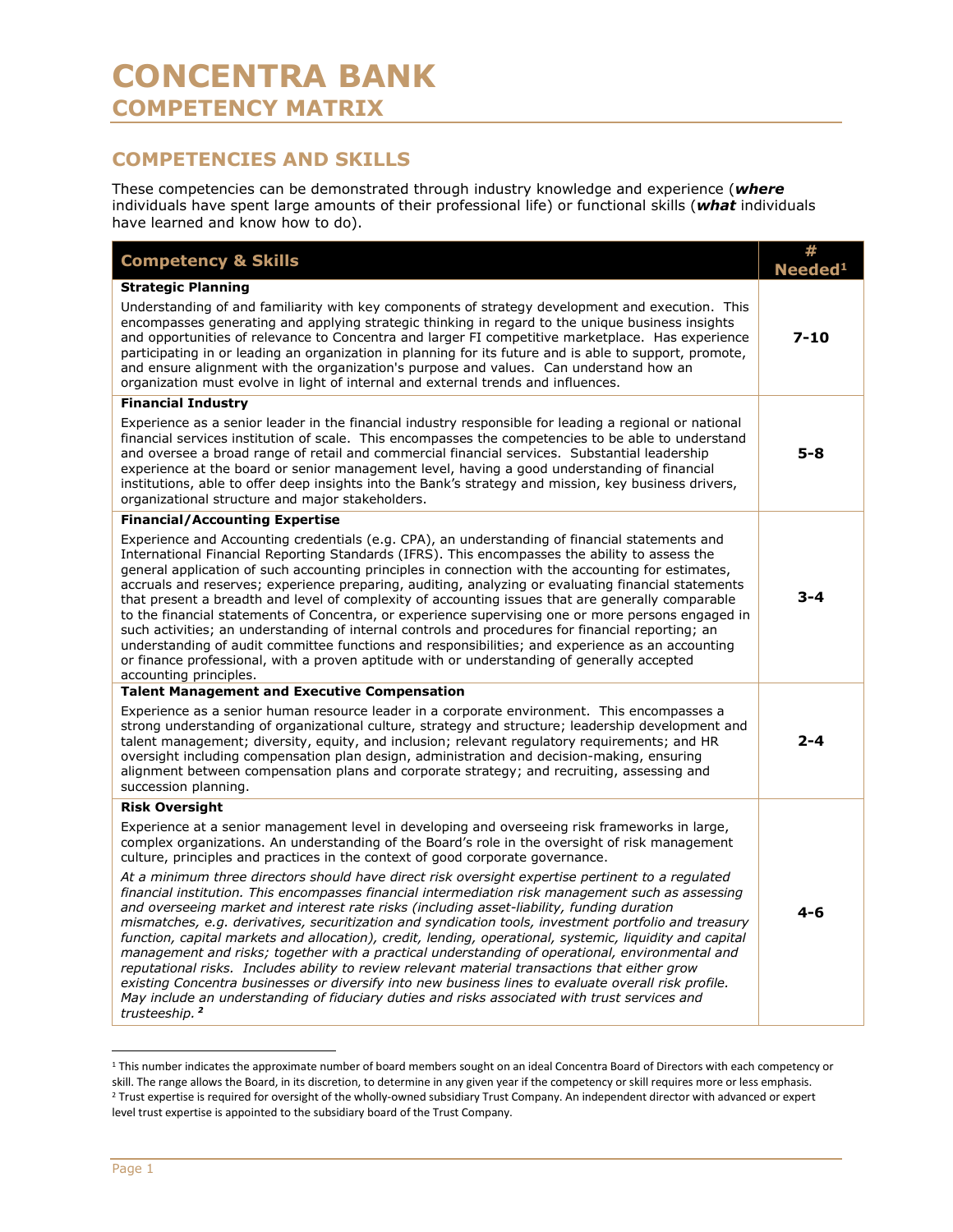# CONCENTRA BANK

## COMPETENCY MATRIX

## COMPETENCIES AND SKILLS

These competencies can be demonstrated through industry knowledge and experience (***where*** individuals have spent large amounts of their professional life) or functional skills (***what*** individuals have learned and know how to do).

| Competency & Skills | # Needed[1] |
|---|---|
| **Strategic Planning**<br><br>Understanding of and familiarity with key components of strategy development and execution. This encompasses generating and applying strategic thinking in regard to the unique business insights and opportunities of relevance to Concentra and larger FI competitive marketplace. Has experience participating in or leading an organization in planning for its future and is able to support, promote, and ensure alignment with the organization's purpose and values. Can understand how an organization must evolve in light of internal and external trends and influences. | **7-10** |
| **Financial Industry**<br><br>Experience as a senior leader in the financial industry responsible for leading a regional or national financial services institution of scale. This encompasses the competencies to be able to understand and oversee a broad range of retail and commercial financial services. Substantial leadership experience at the board or senior management level, having a good understanding of financial institutions, able to offer deep insights into the Bank's strategy and mission, key business drivers, organizational structure and major stakeholders. | **5-8** |
| **Financial/Accounting Expertise**<br><br>Experience and Accounting credentials (e.g. CPA), an understanding of financial statements and International Financial Reporting Standards (IFRS). This encompasses the ability to assess the general application of such accounting principles in connection with the accounting for estimates, accruals and reserves; experience preparing, auditing, analyzing or evaluating financial statements that present a breadth and level of complexity of accounting issues that are generally comparable to the financial statements of Concentra, or experience supervising one or more persons engaged in such activities; an understanding of internal controls and procedures for financial reporting; an understanding of audit committee functions and responsibilities; and experience as an accounting or finance professional, with a proven aptitude with or understanding of generally accepted accounting principles. | **3-4** |
| **Talent Management and Executive Compensation**<br><br>Experience as a senior human resource leader in a corporate environment. This encompasses a strong understanding of organizational culture, strategy and structure; leadership development and talent management; diversity, equity, and inclusion; relevant regulatory requirements; and HR oversight including compensation plan design, administration and decision-making, ensuring alignment between compensation plans and corporate strategy; and recruiting, assessing and succession planning. | **2-4** |
| **Risk Oversight**<br><br>Experience at a senior management level in developing and overseeing risk frameworks in large, complex organizations. An understanding of the Board's role in the oversight of risk management culture, principles and practices in the context of good corporate governance.<br><br>*At a minimum three directors should have direct risk oversight expertise pertinent to a regulated financial institution. This encompasses financial intermediation risk management such as assessing and overseeing market and interest rate risks (including asset-liability, funding duration mismatches, e.g. derivatives, securitization and syndication tools, investment portfolio and treasury function, capital markets and allocation), credit, lending, operational, systemic, liquidity and capital management and risks; together with a practical understanding of operational, environmental and reputational risks. Includes ability to review relevant material transactions that either grow existing Concentra businesses or diversify into new business lines to evaluate overall risk profile. May include an understanding of fiduciary duties and risks associated with trust services and trusteeship.* [2] | **4-6** |

[1] This number indicates the approximate number of board members sought on an ideal Concentra Board of Directors with each competency or skill. The range allows the Board, in its discretion, to determine in any given year if the competency or skill requires more or less emphasis.

[2] Trust expertise is required for oversight of the wholly-owned subsidiary Trust Company. An independent director with advanced or expert level trust expertise is appointed to the subsidiary board of the Trust Company.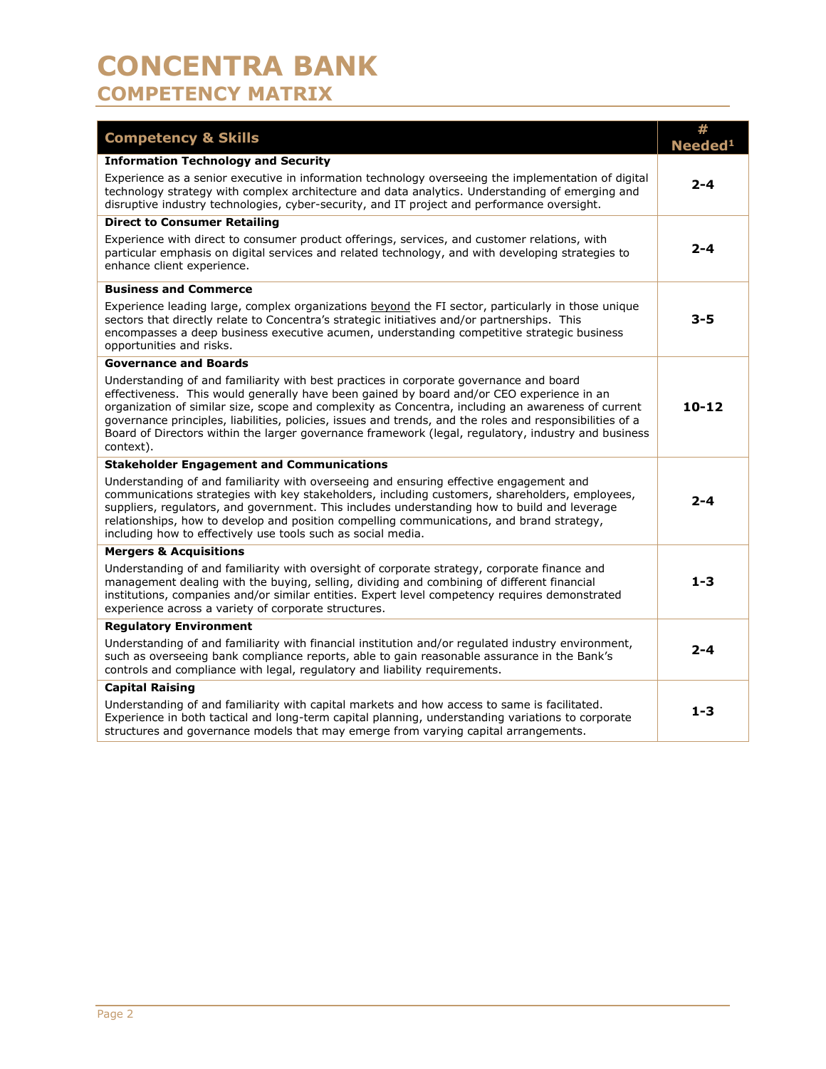# CONCENTRA BANK

## COMPETENCY MATRIX

| Competency & Skills | # Needed[1] |
|---|---|
| **Information Technology and Security**<br>Experience as a senior executive in information technology overseeing the implementation of digital technology strategy with complex architecture and data analytics. Understanding of emerging and disruptive industry technologies, cyber-security, and IT project and performance oversight. | **2-4** |
| **Direct to Consumer Retailing**<br>Experience with direct to consumer product offerings, services, and customer relations, with particular emphasis on digital services and related technology, and with developing strategies to enhance client experience. | **2-4** |
| **Business and Commerce**<br>Experience leading large, complex organizations <u>beyond</u> the FI sector, particularly in those unique sectors that directly relate to Concentra's strategic initiatives and/or partnerships. This encompasses a deep business executive acumen, understanding competitive strategic business opportunities and risks. | **3-5** |
| **Governance and Boards**<br>Understanding of and familiarity with best practices in corporate governance and board effectiveness. This would generally have been gained by board and/or CEO experience in an organization of similar size, scope and complexity as Concentra, including an awareness of current governance principles, liabilities, policies, issues and trends, and the roles and responsibilities of a Board of Directors within the larger governance framework (legal, regulatory, industry and business context). | **10-12** |
| **Stakeholder Engagement and Communications**<br>Understanding of and familiarity with overseeing and ensuring effective engagement and communications strategies with key stakeholders, including customers, shareholders, employees, suppliers, regulators, and government. This includes understanding how to build and leverage relationships, how to develop and position compelling communications, and brand strategy, including how to effectively use tools such as social media. | **2-4** |
| **Mergers & Acquisitions**<br>Understanding of and familiarity with oversight of corporate strategy, corporate finance and management dealing with the buying, selling, dividing and combining of different financial institutions, companies and/or similar entities. Expert level competency requires demonstrated experience across a variety of corporate structures. | **1-3** |
| **Regulatory Environment**<br>Understanding of and familiarity with financial institution and/or regulated industry environment, such as overseeing bank compliance reports, able to gain reasonable assurance in the Bank's controls and compliance with legal, regulatory and liability requirements. | **2-4** |
| **Capital Raising**<br>Understanding of and familiarity with capital markets and how access to same is facilitated. Experience in both tactical and long-term capital planning, understanding variations to corporate structures and governance models that may emerge from varying capital arrangements. | **1-3** |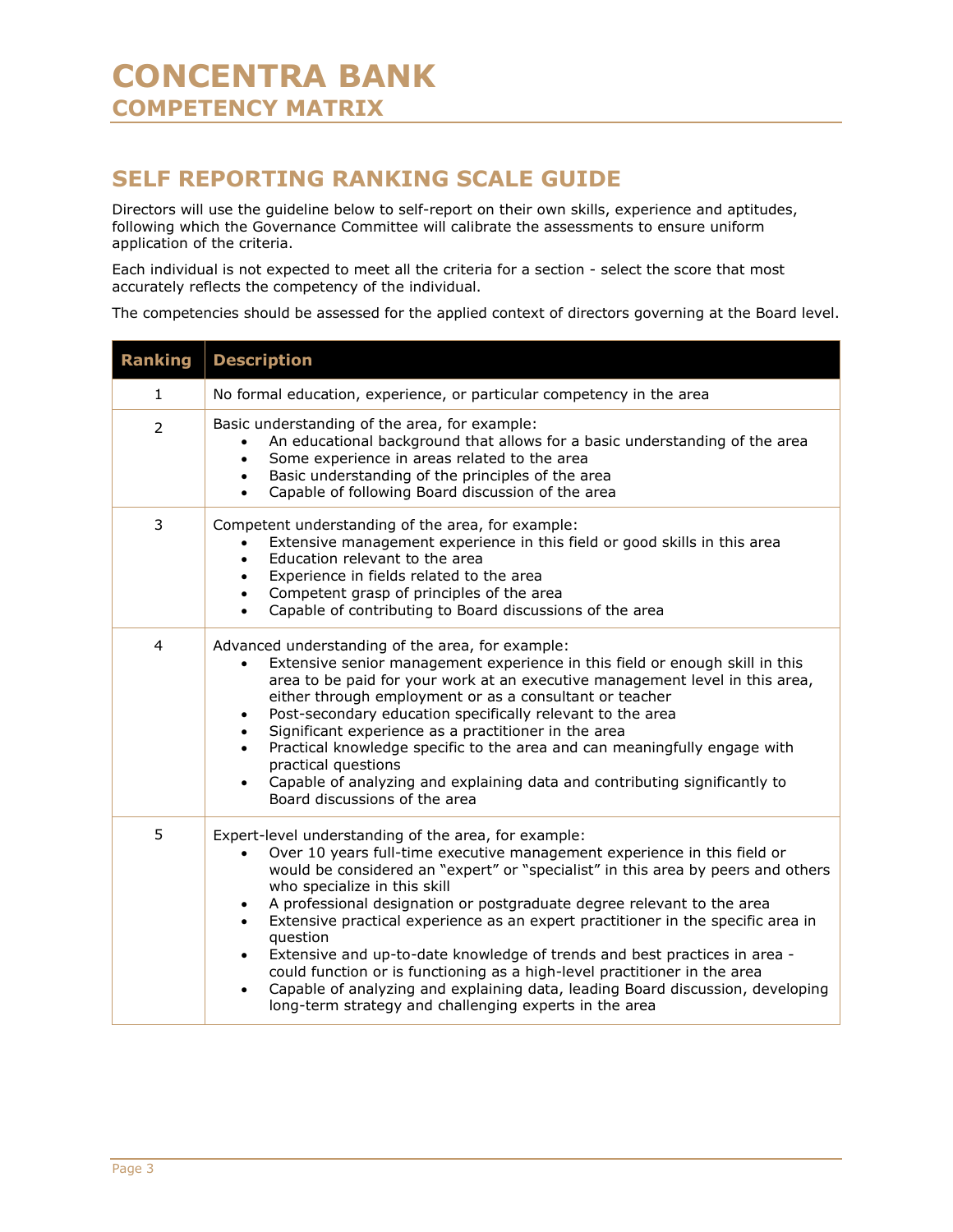# CONCENTRA BANK
## COMPETENCY MATRIX

## SELF REPORTING RANKING SCALE GUIDE

Directors will use the guideline below to self-report on their own skills, experience and aptitudes, following which the Governance Committee will calibrate the assessments to ensure uniform application of the criteria.

Each individual is not expected to meet all the criteria for a section - select the score that most accurately reflects the competency of the individual.

The competencies should be assessed for the applied context of directors governing at the Board level.

| Ranking | Description |
|---|---|
| 1 | No formal education, experience, or particular competency in the area |
| 2 | Basic understanding of the area, for example:<br>• An educational background that allows for a basic understanding of the area<br>• Some experience in areas related to the area<br>• Basic understanding of the principles of the area<br>• Capable of following Board discussion of the area |
| 3 | Competent understanding of the area, for example:<br>• Extensive management experience in this field or good skills in this area<br>• Education relevant to the area<br>• Experience in fields related to the area<br>• Competent grasp of principles of the area<br>• Capable of contributing to Board discussions of the area |
| 4 | Advanced understanding of the area, for example:<br>• Extensive senior management experience in this field or enough skill in this area to be paid for your work at an executive management level in this area, either through employment or as a consultant or teacher<br>• Post-secondary education specifically relevant to the area<br>• Significant experience as a practitioner in the area<br>• Practical knowledge specific to the area and can meaningfully engage with practical questions<br>• Capable of analyzing and explaining data and contributing significantly to Board discussions of the area |
| 5 | Expert-level understanding of the area, for example:<br>• Over 10 years full-time executive management experience in this field or would be considered an "expert" or "specialist" in this area by peers and others who specialize in this skill<br>• A professional designation or postgraduate degree relevant to the area<br>• Extensive practical experience as an expert practitioner in the specific area in question<br>• Extensive and up-to-date knowledge of trends and best practices in area - could function or is functioning as a high-level practitioner in the area<br>• Capable of analyzing and explaining data, leading Board discussion, developing long-term strategy and challenging experts in the area |